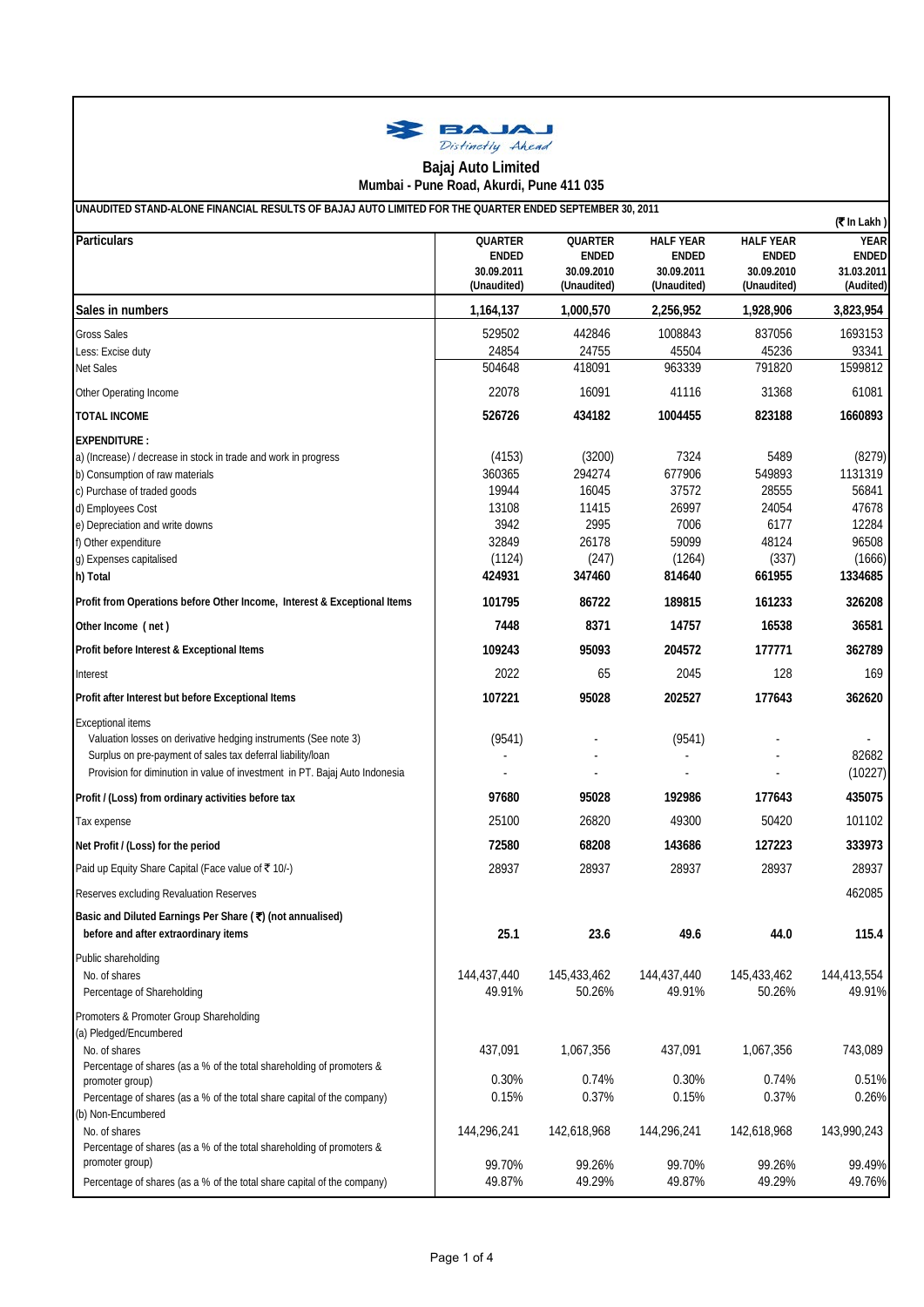# Bajaj Auto Limited

**Mumbai - Pune Road, Akurdi, Pune 411 035**

**UNAUDITED STAND-ALONE FINANCIAL RESULTS OF BAJAJ AUTO LIMITED FOR THE QUARTER ENDED SEPTEMBER 30, 2011**

(₹ In Lakh )

| Particulars | QUARTER ENDED 30.09.2011 (Unaudited) | QUARTER ENDED 30.09.2010 (Unaudited) | HALF YEAR ENDED 30.09.2011 (Unaudited) | HALF YEAR ENDED 30.09.2010 (Unaudited) | YEAR ENDED 31.03.2011 (Audited) |
|---|---|---|---|---|---|
| **Sales in numbers** | **1,164,137** | **1,000,570** | **2,256,952** | **1,928,906** | **3,823,954** |
| Gross Sales | 529502 | 442846 | 1008843 | 837056 | 1693153 |
| Less: Excise duty | 24854 | 24755 | 45504 | 45236 | 93341 |
| Net Sales | 504648 | 418091 | 963339 | 791820 | 1599812 |
| Other Operating Income | 22078 | 16091 | 41116 | 31368 | 61081 |
| **TOTAL INCOME** | **526726** | **434182** | **1004455** | **823188** | **1660893** |
| **EXPENDITURE :** | | | | | |
| a) (Increase) / decrease in stock in trade and work in progress | (4153) | (3200) | 7324 | 5489 | (8279) |
| b) Consumption of raw materials | 360365 | 294274 | 677906 | 549893 | 1131319 |
| c) Purchase of traded goods | 19944 | 16045 | 37572 | 28555 | 56841 |
| d) Employees Cost | 13108 | 11415 | 26997 | 24054 | 47678 |
| e) Depreciation and write downs | 3942 | 2995 | 7006 | 6177 | 12284 |
| f) Other expenditure | 32849 | 26178 | 59099 | 48124 | 96508 |
| g) Expenses capitalised | (1124) | (247) | (1264) | (337) | (1666) |
| **h) Total** | **424931** | **347460** | **814640** | **661955** | **1334685** |
| **Profit from Operations before Other Income, Interest & Exceptional Items** | **101795** | **86722** | **189815** | **161233** | **326208** |
| **Other Income ( net )** | **7448** | **8371** | **14757** | **16538** | **36581** |
| **Profit before Interest & Exceptional Items** | **109243** | **95093** | **204572** | **177771** | **362789** |
| Interest | 2022 | 65 | 2045 | 128 | 169 |
| **Profit after Interest but before Exceptional Items** | **107221** | **95028** | **202527** | **177643** | **362620** |
| Exceptional items | | | | | |
| Valuation losses on derivative hedging instruments (See note 3) | (9541) | - | (9541) | - | - |
| Surplus on pre-payment of sales tax deferral liability/loan | - | - | - | - | 82682 |
| Provision for diminution in value of investment in PT. Bajaj Auto Indonesia | - | - | - | - | (10227) |
| **Profit / (Loss) from ordinary activities before tax** | **97680** | **95028** | **192986** | **177643** | **435075** |
| Tax expense | 25100 | 26820 | 49300 | 50420 | 101102 |
| **Net Profit / (Loss) for the period** | **72580** | **68208** | **143686** | **127223** | **333973** |
| Paid up Equity Share Capital (Face value of ₹ 10/-) | 28937 | 28937 | 28937 | 28937 | 28937 |
| Reserves excluding Revaluation Reserves | | | | | 462085 |
| **Basic and Diluted Earnings Per Share ( ₹) (not annualised) before and after extraordinary items** | **25.1** | **23.6** | **49.6** | **44.0** | **115.4** |
| Public shareholding | | | | | |
| No. of shares | 144,437,440 | 145,433,462 | 144,437,440 | 145,433,462 | 144,413,554 |
| Percentage of Shareholding | 49.91% | 50.26% | 49.91% | 50.26% | 49.91% |
| Promoters & Promoter Group Shareholding | | | | | |
| (a) Pledged/Encumbered | | | | | |
| No. of shares | 437,091 | 1,067,356 | 437,091 | 1,067,356 | 743,089 |
| Percentage of shares (as a % of the total shareholding of promoters & promoter group) | 0.30% | 0.74% | 0.30% | 0.74% | 0.51% |
| Percentage of shares (as a % of the total share capital of the company) | 0.15% | 0.37% | 0.15% | 0.37% | 0.26% |
| (b) Non-Encumbered | | | | | |
| No. of shares | 144,296,241 | 142,618,968 | 144,296,241 | 142,618,968 | 143,990,243 |
| Percentage of shares (as a % of the total shareholding of promoters & promoter group) | 99.70% | 99.26% | 99.70% | 99.26% | 99.49% |
| Percentage of shares (as a % of the total share capital of the company) | 49.87% | 49.29% | 49.87% | 49.29% | 49.76% |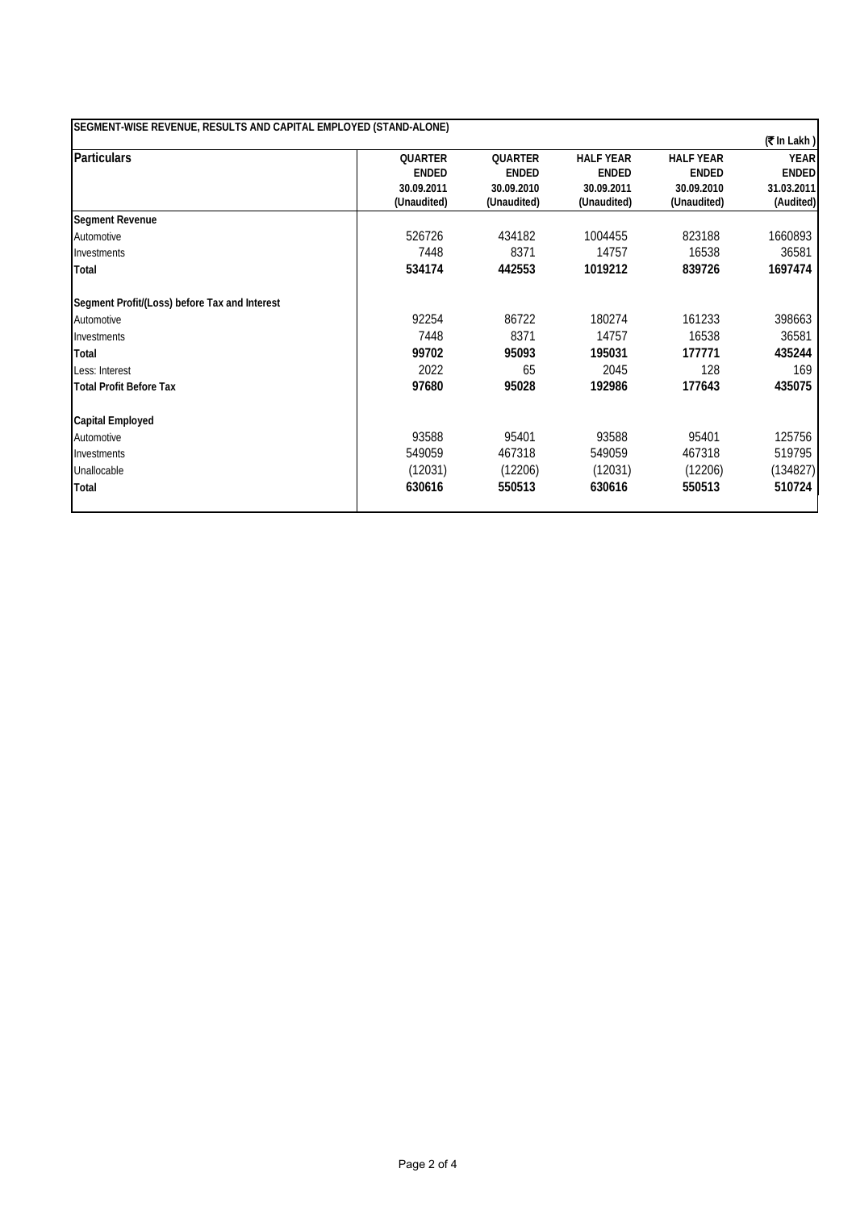**SEGMENT-WISE REVENUE, RESULTS AND CAPITAL EMPLOYED (STAND-ALONE)**

(₹ In Lakh )

| Particulars | QUARTER ENDED 30.09.2011 (Unaudited) | QUARTER ENDED 30.09.2010 (Unaudited) | HALF YEAR ENDED 30.09.2011 (Unaudited) | HALF YEAR ENDED 30.09.2010 (Unaudited) | YEAR ENDED 31.03.2011 (Audited) |
|---|---|---|---|---|---|
| **Segment Revenue** | | | | | |
| Automotive | 526726 | 434182 | 1004455 | 823188 | 1660893 |
| Investments | 7448 | 8371 | 14757 | 16538 | 36581 |
| **Total** | **534174** | **442553** | **1019212** | **839726** | **1697474** |
| **Segment Profit/(Loss) before Tax and Interest** | | | | | |
| Automotive | 92254 | 86722 | 180274 | 161233 | 398663 |
| Investments | 7448 | 8371 | 14757 | 16538 | 36581 |
| **Total** | **99702** | **95093** | **195031** | **177771** | **435244** |
| Less: Interest | 2022 | 65 | 2045 | 128 | 169 |
| **Total Profit Before Tax** | **97680** | **95028** | **192986** | **177643** | **435075** |
| **Capital Employed** | | | | | |
| Automotive | 93588 | 95401 | 93588 | 95401 | 125756 |
| Investments | 549059 | 467318 | 549059 | 467318 | 519795 |
| Unallocable | (12031) | (12206) | (12031) | (12206) | (134827) |
| **Total** | **630616** | **550513** | **630616** | **550513** | **510724** |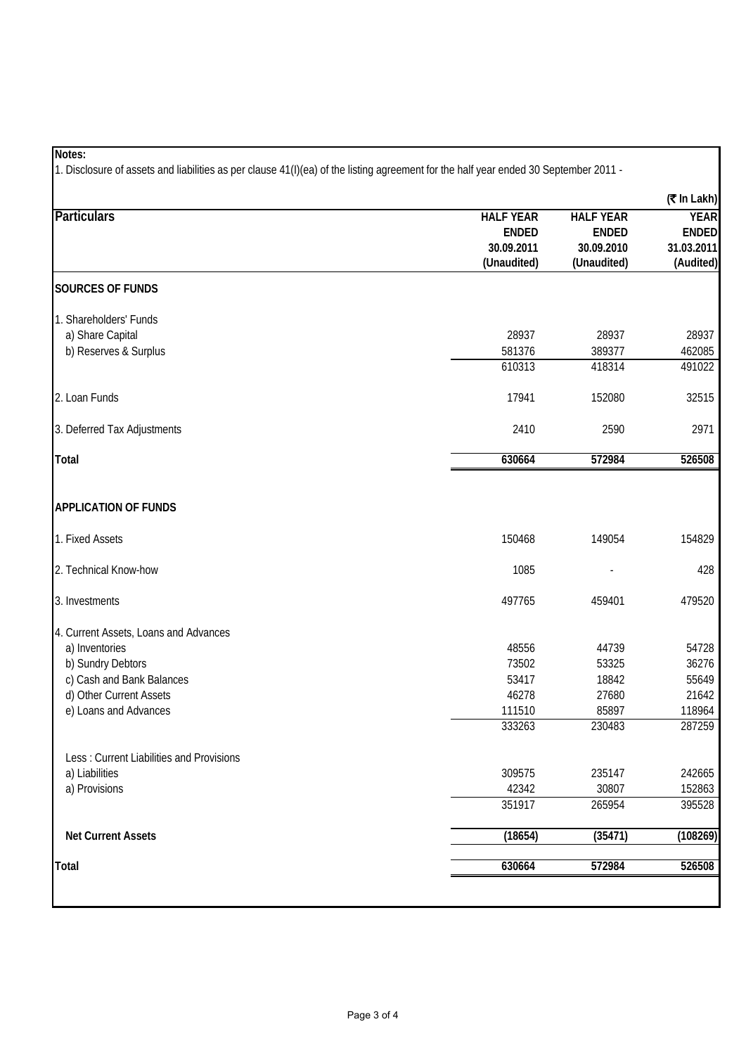**Notes:**

1. Disclosure of assets and liabilities as per clause 41(I)(ea) of the listing agreement for the half year ended 30 September 2011 -

(₹ In Lakh)

| Particulars | HALF YEAR ENDED 30.09.2011 (Unaudited) | HALF YEAR ENDED 30.09.2010 (Unaudited) | YEAR ENDED 31.03.2011 (Audited) |
|---|---|---|---|
| **SOURCES OF FUNDS** | | | |
| 1. Shareholders' Funds | | | |
| a) Share Capital | 28937 | 28937 | 28937 |
| b) Reserves & Surplus | 581376 | 389377 | 462085 |
| | 610313 | 418314 | 491022 |
| 2. Loan Funds | 17941 | 152080 | 32515 |
| 3. Deferred Tax Adjustments | 2410 | 2590 | 2971 |
| **Total** | **630664** | **572984** | **526508** |
| **APPLICATION OF FUNDS** | | | |
| 1. Fixed Assets | 150468 | 149054 | 154829 |
| 2. Technical Know-how | 1085 | - | 428 |
| 3. Investments | 497765 | 459401 | 479520 |
| 4. Current Assets, Loans and Advances | | | |
| a) Inventories | 48556 | 44739 | 54728 |
| b) Sundry Debtors | 73502 | 53325 | 36276 |
| c) Cash and Bank Balances | 53417 | 18842 | 55649 |
| d) Other Current Assets | 46278 | 27680 | 21642 |
| e) Loans and Advances | 111510 | 85897 | 118964 |
| | 333263 | 230483 | 287259 |
| Less : Current Liabilities and Provisions | | | |
| a) Liabilities | 309575 | 235147 | 242665 |
| a) Provisions | 42342 | 30807 | 152863 |
| | 351917 | 265954 | 395528 |
| **Net Current Assets** | **(18654)** | **(35471)** | **(108269)** |
| **Total** | **630664** | **572984** | **526508** |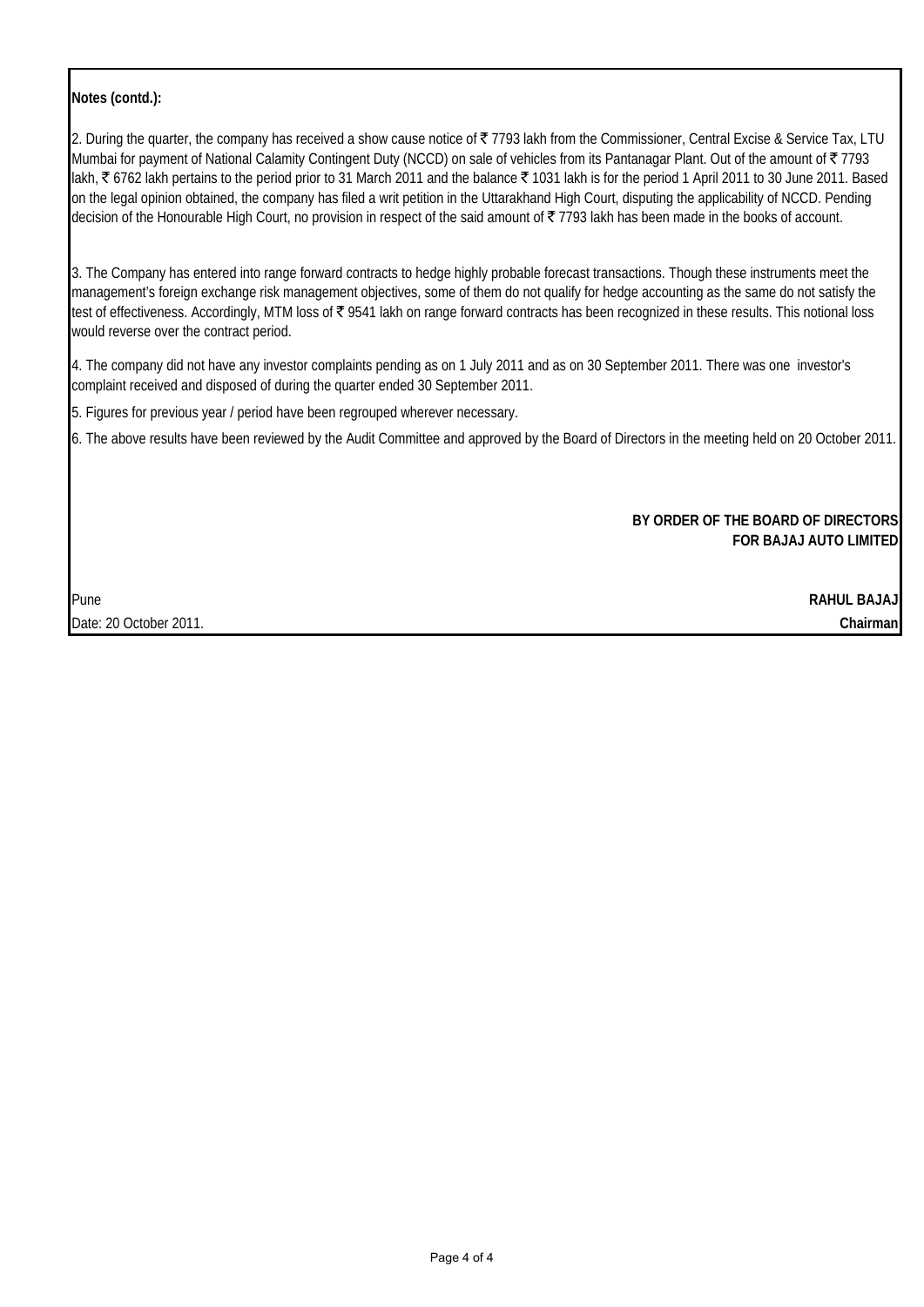**Notes (contd.):**

2. During the quarter, the company has received a show cause notice of ₹ 7793 lakh from the Commissioner, Central Excise & Service Tax, LTU Mumbai for payment of National Calamity Contingent Duty (NCCD) on sale of vehicles from its Pantanagar Plant. Out of the amount of ₹ 7793 lakh, ₹ 6762 lakh pertains to the period prior to 31 March 2011 and the balance ₹ 1031 lakh is for the period 1 April 2011 to 30 June 2011. Based on the legal opinion obtained, the company has filed a writ petition in the Uttarakhand High Court, disputing the applicability of NCCD. Pending decision of the Honourable High Court, no provision in respect of the said amount of ₹ 7793 lakh has been made in the books of account.

3. The Company has entered into range forward contracts to hedge highly probable forecast transactions. Though these instruments meet the management's foreign exchange risk management objectives, some of them do not qualify for hedge accounting as the same do not satisfy the test of effectiveness. Accordingly, MTM loss of ₹ 9541 lakh on range forward contracts has been recognized in these results. This notional loss would reverse over the contract period.

4. The company did not have any investor complaints pending as on 1 July 2011 and as on 30 September 2011. There was one investor's complaint received and disposed of during the quarter ended 30 September 2011.

5. Figures for previous year / period have been regrouped wherever necessary.

6. The above results have been reviewed by the Audit Committee and approved by the Board of Directors in the meeting held on 20 October 2011.

**BY ORDER OF THE BOARD OF DIRECTORS**
**FOR BAJAJ AUTO LIMITED**

Pune
Date: 20 October 2011.

**RAHUL BAJAJ**
**Chairman**